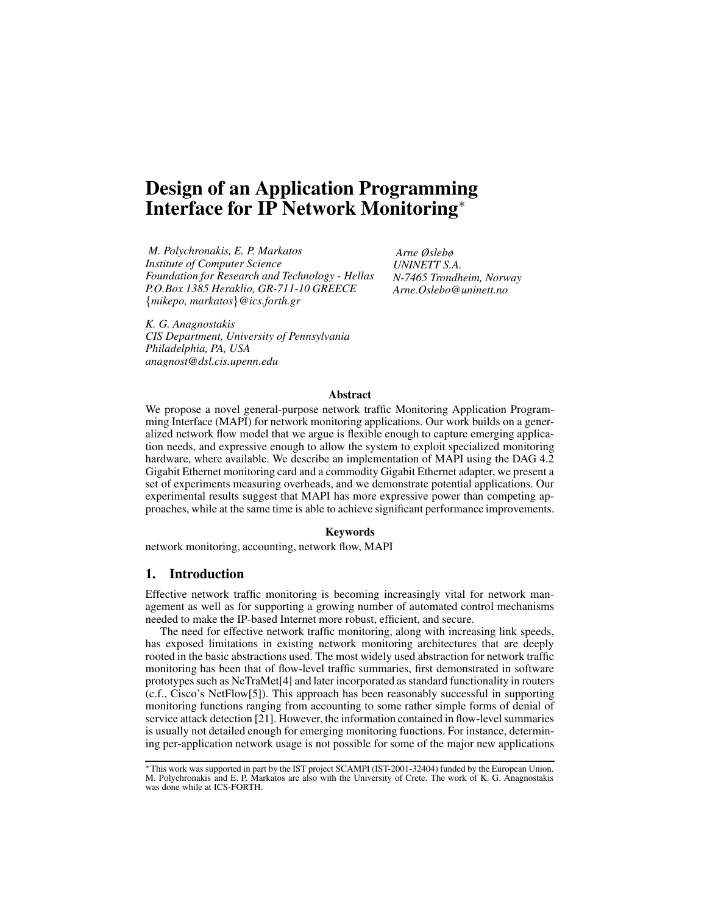# Design of an Application Programming Interface for IP Network Monitoring*

*M. Polychronakis, E. P. Markatos*
*Institute of Computer Science*
*Foundation for Research and Technology - Hellas*
*P.O.Box 1385 Heraklio, GR-711-10 GREECE*
*{mikepo, markatos}@ics.forth.gr*

*Arne Øslebø*
*UNINETT S.A.*
*N-7465 Trondheim, Norway*
*Arne.Oslebo@uninett.no*

*K. G. Anagnostakis*
*CIS Department, University of Pennsylvania*
*Philadelphia, PA, USA*
*anagnost@dsl.cis.upenn.edu*

**Abstract**

We propose a novel general-purpose network traffic Monitoring Application Programming Interface (MAPI) for network monitoring applications. Our work builds on a generalized network flow model that we argue is flexible enough to capture emerging application needs, and expressive enough to allow the system to exploit specialized monitoring hardware, where available. We describe an implementation of MAPI using the DAG 4.2 Gigabit Ethernet monitoring card and a commodity Gigabit Ethernet adapter, we present a set of experiments measuring overheads, and we demonstrate potential applications. Our experimental results suggest that MAPI has more expressive power than competing approaches, while at the same time is able to achieve significant performance improvements.

**Keywords**

network monitoring, accounting, network flow, MAPI

## 1. Introduction

Effective network traffic monitoring is becoming increasingly vital for network management as well as for supporting a growing number of automated control mechanisms needed to make the IP-based Internet more robust, efficient, and secure.

The need for effective network traffic monitoring, along with increasing link speeds, has exposed limitations in existing network monitoring architectures that are deeply rooted in the basic abstractions used. The most widely used abstraction for network traffic monitoring has been that of flow-level traffic summaries, first demonstrated in software prototypes such as NeTraMet[4] and later incorporated as standard functionality in routers (c.f., Cisco's NetFlow[5]). This approach has been reasonably successful in supporting monitoring functions ranging from accounting to some rather simple forms of denial of service attack detection [21]. However, the information contained in flow-level summaries is usually not detailed enough for emerging monitoring functions. For instance, determining per-application network usage is not possible for some of the major new applications

*This work was supported in part by the IST project SCAMPI (IST-2001-32404) funded by the European Union. M. Polychronakis and E. P. Markatos are also with the University of Crete. The work of K. G. Anagnostakis was done while at ICS-FORTH.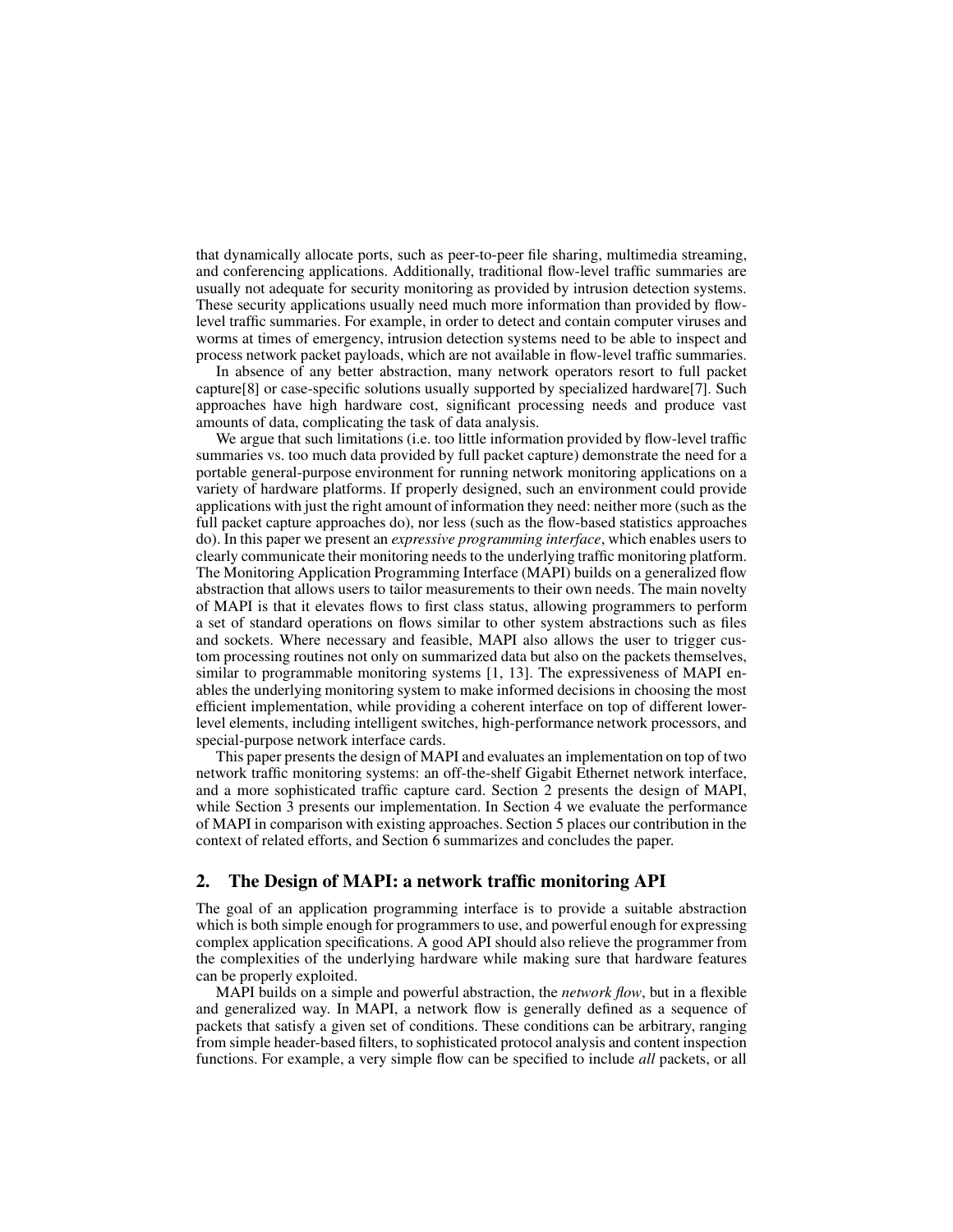that dynamically allocate ports, such as peer-to-peer file sharing, multimedia streaming, and conferencing applications. Additionally, traditional flow-level traffic summaries are usually not adequate for security monitoring as provided by intrusion detection systems. These security applications usually need much more information than provided by flow-level traffic summaries. For example, in order to detect and contain computer viruses and worms at times of emergency, intrusion detection systems need to be able to inspect and process network packet payloads, which are not available in flow-level traffic summaries.

In absence of any better abstraction, many network operators resort to full packet capture[8] or case-specific solutions usually supported by specialized hardware[7]. Such approaches have high hardware cost, significant processing needs and produce vast amounts of data, complicating the task of data analysis.

We argue that such limitations (i.e. too little information provided by flow-level traffic summaries vs. too much data provided by full packet capture) demonstrate the need for a portable general-purpose environment for running network monitoring applications on a variety of hardware platforms. If properly designed, such an environment could provide applications with just the right amount of information they need: neither more (such as the full packet capture approaches do), nor less (such as the flow-based statistics approaches do). In this paper we present an *expressive programming interface*, which enables users to clearly communicate their monitoring needs to the underlying traffic monitoring platform. The Monitoring Application Programming Interface (MAPI) builds on a generalized flow abstraction that allows users to tailor measurements to their own needs. The main novelty of MAPI is that it elevates flows to first class status, allowing programmers to perform a set of standard operations on flows similar to other system abstractions such as files and sockets. Where necessary and feasible, MAPI also allows the user to trigger custom processing routines not only on summarized data but also on the packets themselves, similar to programmable monitoring systems [1, 13]. The expressiveness of MAPI enables the underlying monitoring system to make informed decisions in choosing the most efficient implementation, while providing a coherent interface on top of different lower-level elements, including intelligent switches, high-performance network processors, and special-purpose network interface cards.

This paper presents the design of MAPI and evaluates an implementation on top of two network traffic monitoring systems: an off-the-shelf Gigabit Ethernet network interface, and a more sophisticated traffic capture card. Section 2 presents the design of MAPI, while Section 3 presents our implementation. In Section 4 we evaluate the performance of MAPI in comparison with existing approaches. Section 5 places our contribution in the context of related efforts, and Section 6 summarizes and concludes the paper.

## 2. The Design of MAPI: a network traffic monitoring API

The goal of an application programming interface is to provide a suitable abstraction which is both simple enough for programmers to use, and powerful enough for expressing complex application specifications. A good API should also relieve the programmer from the complexities of the underlying hardware while making sure that hardware features can be properly exploited.

MAPI builds on a simple and powerful abstraction, the *network flow*, but in a flexible and generalized way. In MAPI, a network flow is generally defined as a sequence of packets that satisfy a given set of conditions. These conditions can be arbitrary, ranging from simple header-based filters, to sophisticated protocol analysis and content inspection functions. For example, a very simple flow can be specified to include *all* packets, or all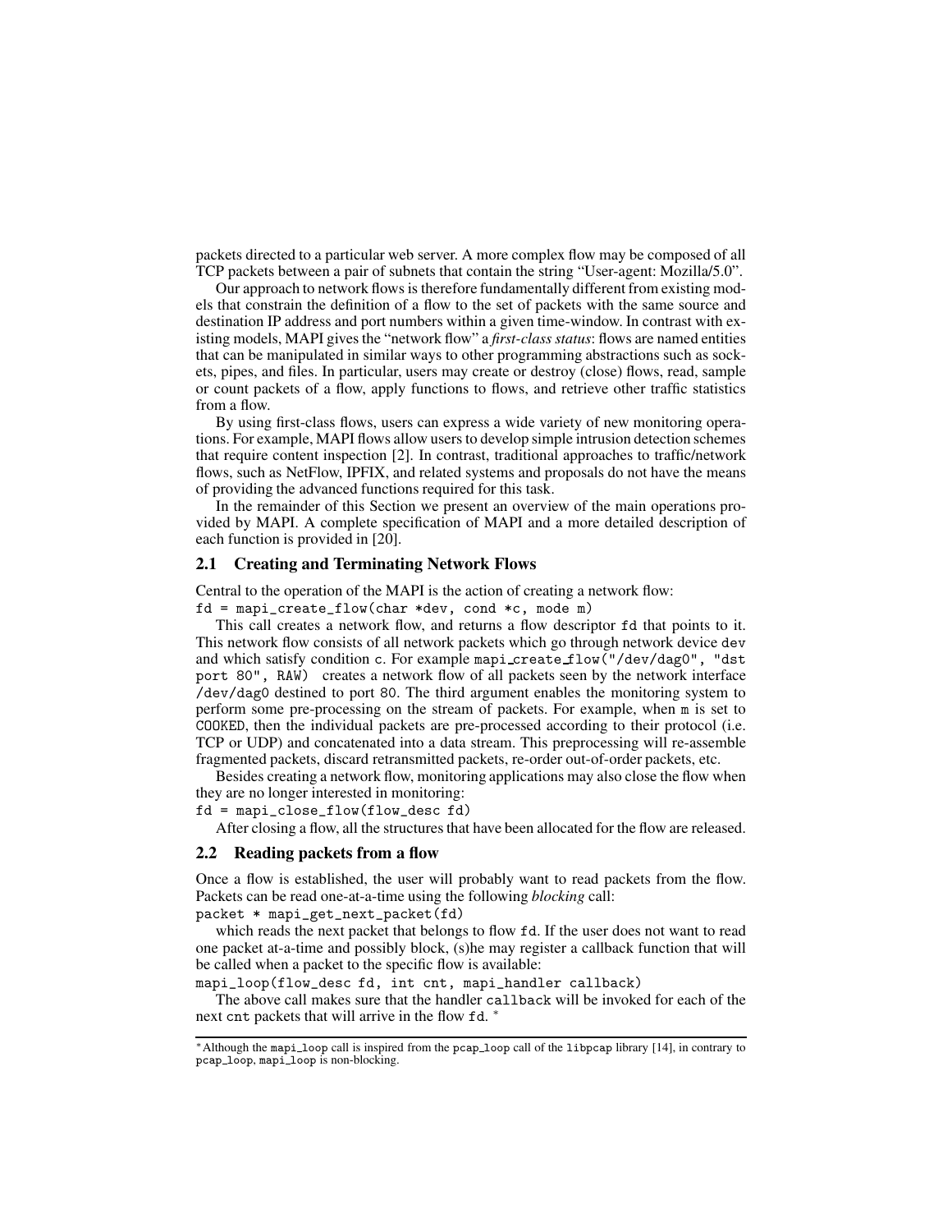packets directed to a particular web server. A more complex flow may be composed of all TCP packets between a pair of subnets that contain the string "User-agent: Mozilla/5.0".

Our approach to network flows is therefore fundamentally different from existing models that constrain the definition of a flow to the set of packets with the same source and destination IP address and port numbers within a given time-window. In contrast with existing models, MAPI gives the "network flow" a *first-class status*: flows are named entities that can be manipulated in similar ways to other programming abstractions such as sockets, pipes, and files. In particular, users may create or destroy (close) flows, read, sample or count packets of a flow, apply functions to flows, and retrieve other traffic statistics from a flow.

By using first-class flows, users can express a wide variety of new monitoring operations. For example, MAPI flows allow users to develop simple intrusion detection schemes that require content inspection [2]. In contrast, traditional approaches to traffic/network flows, such as NetFlow, IPFIX, and related systems and proposals do not have the means of providing the advanced functions required for this task.

In the remainder of this Section we present an overview of the main operations provided by MAPI. A complete specification of MAPI and a more detailed description of each function is provided in [20].

## 2.1 Creating and Terminating Network Flows

Central to the operation of the MAPI is the action of creating a network flow:

```
fd = mapi_create_flow(char *dev, cond *c, mode m)
```

This call creates a network flow, and returns a flow descriptor `fd` that points to it. This network flow consists of all network packets which go through network device `dev` and which satisfy condition `c`. For example `mapi_create_flow("/dev/dag0", "dst port 80", RAW)` creates a network flow of all packets seen by the network interface `/dev/dag0` destined to port 80. The third argument enables the monitoring system to perform some pre-processing on the stream of packets. For example, when `m` is set to `COOKED`, then the individual packets are pre-processed according to their protocol (i.e. TCP or UDP) and concatenated into a data stream. This preprocessing will re-assemble fragmented packets, discard retransmitted packets, re-order out-of-order packets, etc.

Besides creating a network flow, monitoring applications may also close the flow when they are no longer interested in monitoring:

```
fd = mapi_close_flow(flow_desc fd)
```

After closing a flow, all the structures that have been allocated for the flow are released.

## 2.2 Reading packets from a flow

Once a flow is established, the user will probably want to read packets from the flow. Packets can be read one-at-a-time using the following *blocking* call:

```
packet * mapi_get_next_packet(fd)
```

which reads the next packet that belongs to flow `fd`. If the user does not want to read one packet at-a-time and possibly block, (s)he may register a callback function that will be called when a packet to the specific flow is available:

```
mapi_loop(flow_desc fd, int cnt, mapi_handler callback)
```

The above call makes sure that the handler `callback` will be invoked for each of the next `cnt` packets that will arrive in the flow `fd`. *

* Although the `mapi_loop` call is inspired from the `pcap_loop` call of the `libpcap` library [14], in contrary to `pcap_loop`, `mapi_loop` is non-blocking.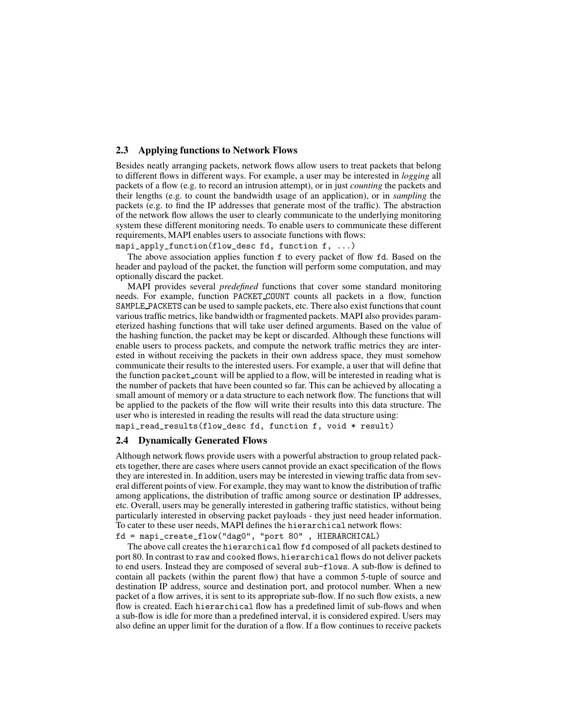### 2.3 Applying functions to Network Flows

Besides neatly arranging packets, network flows allow users to treat packets that belong to different flows in different ways. For example, a user may be interested in *logging* all packets of a flow (e.g. to record an intrusion attempt), or in just *counting* the packets and their lengths (e.g. to count the bandwidth usage of an application), or in *sampling* the packets (e.g. to find the IP addresses that generate most of the traffic). The abstraction of the network flow allows the user to clearly communicate to the underlying monitoring system these different monitoring needs. To enable users to communicate these different requirements, MAPI enables users to associate functions with flows:

```
mapi_apply_function(flow_desc fd, function f, ...)
```

The above association applies function `f` to every packet of flow `fd`. Based on the header and payload of the packet, the function will perform some computation, and may optionally discard the packet.

MAPI provides several *predefined* functions that cover some standard monitoring needs. For example, function `PACKET_COUNT` counts all packets in a flow, function `SAMPLE_PACKETS` can be used to sample packets, etc. There also exist functions that count various traffic metrics, like bandwidth or fragmented packets. MAPI also provides parameterized hashing functions that will take user defined arguments. Based on the value of the hashing function, the packet may be kept or discarded. Although these functions will enable users to process packets, and compute the network traffic metrics they are interested in without receiving the packets in their own address space, they must somehow communicate their results to the interested users. For example, a user that will define that the function `packet_count` will be applied to a flow, will be interested in reading what is the number of packets that have been counted so far. This can be achieved by allocating a small amount of memory or a data structure to each network flow. The functions that will be applied to the packets of the flow will write their results into this data structure. The user who is interested in reading the results will read the data structure using:

```
mapi_read_results(flow_desc fd, function f, void * result)
```

### 2.4 Dynamically Generated Flows

Although network flows provide users with a powerful abstraction to group related packets together, there are cases where users cannot provide an exact specification of the flows they are interested in. In addition, users may be interested in viewing traffic data from several different points of view. For example, they may want to know the distribution of traffic among applications, the distribution of traffic among source or destination IP addresses, etc. Overall, users may be generally interested in gathering traffic statistics, without being particularly interested in observing packet payloads - they just need header information. To cater to these user needs, MAPI defines the `hierarchical` network flows:

```
fd = mapi_create_flow("dag0", "port 80" , HIERARCHICAL)
```

The above call creates the `hierarchical` flow `fd` composed of all packets destined to port 80. In contrast to `raw` and `cooked` flows, `hierarchical` flows do not deliver packets to end users. Instead they are composed of several `sub-flows`. A sub-flow is defined to contain all packets (within the parent flow) that have a common 5-tuple of source and destination IP address, source and destination port, and protocol number. When a new packet of a flow arrives, it is sent to its appropriate sub-flow. If no such flow exists, a new flow is created. Each `hierarchical` flow has a predefined limit of sub-flows and when a sub-flow is idle for more than a predefined interval, it is considered expired. Users may also define an upper limit for the duration of a flow. If a flow continues to receive packets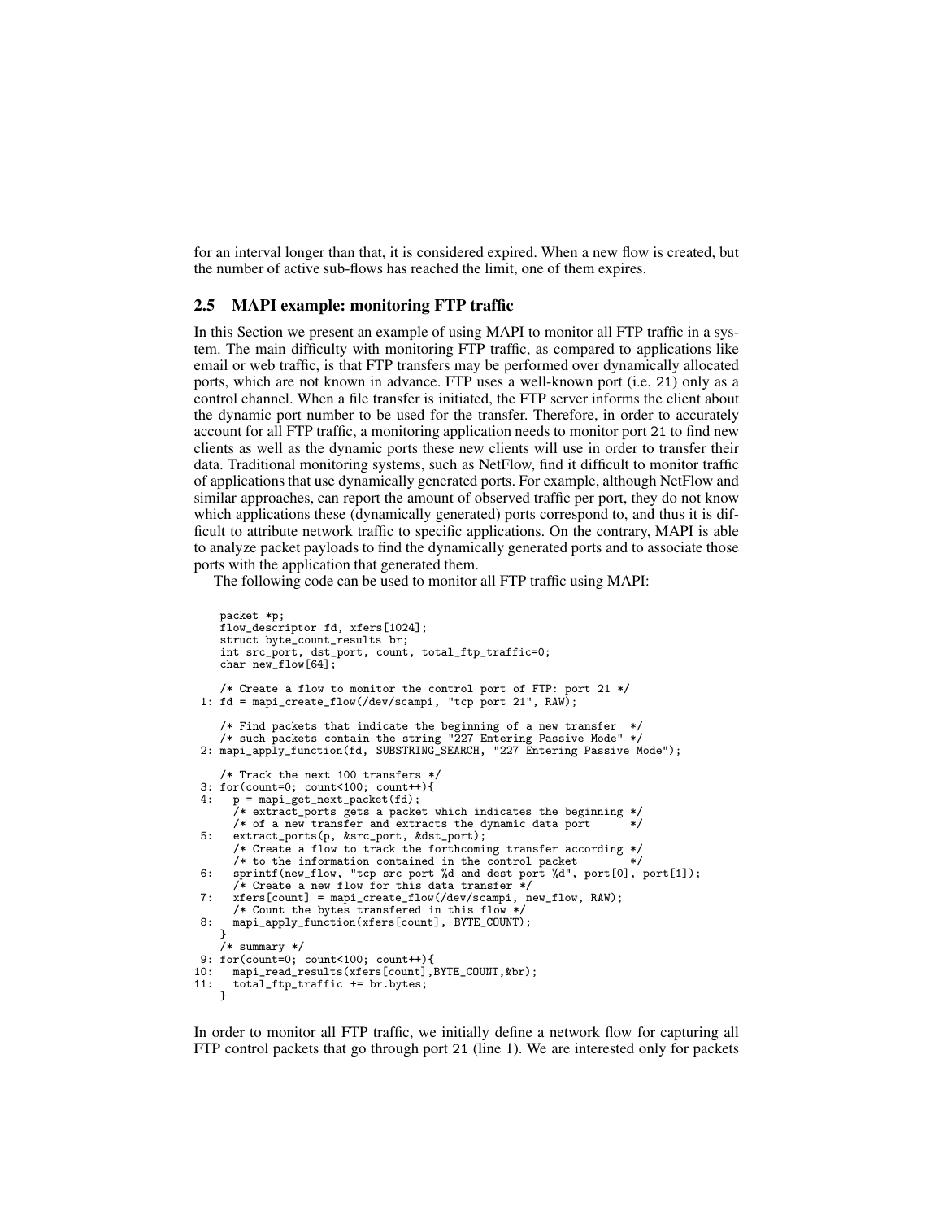for an interval longer than that, it is considered expired. When a new flow is created, but the number of active sub-flows has reached the limit, one of them expires.

## 2.5 MAPI example: monitoring FTP traffic

In this Section we present an example of using MAPI to monitor all FTP traffic in a system. The main difficulty with monitoring FTP traffic, as compared to applications like email or web traffic, is that FTP transfers may be performed over dynamically allocated ports, which are not known in advance. FTP uses a well-known port (i.e. 21) only as a control channel. When a file transfer is initiated, the FTP server informs the client about the dynamic port number to be used for the transfer. Therefore, in order to accurately account for all FTP traffic, a monitoring application needs to monitor port 21 to find new clients as well as the dynamic ports these new clients will use in order to transfer their data. Traditional monitoring systems, such as NetFlow, find it difficult to monitor traffic of applications that use dynamically generated ports. For example, although NetFlow and similar approaches, can report the amount of observed traffic per port, they do not know which applications these (dynamically generated) ports correspond to, and thus it is difficult to attribute network traffic to specific applications. On the contrary, MAPI is able to analyze packet payloads to find the dynamically generated ports and to associate those ports with the application that generated them.

The following code can be used to monitor all FTP traffic using MAPI:

```
    packet *p;
    flow_descriptor fd, xfers[1024];
    struct byte_count_results br;
    int src_port, dst_port, count, total_ftp_traffic=0;
    char new_flow[64];

    /* Create a flow to monitor the control port of FTP: port 21 */
 1: fd = mapi_create_flow(/dev/scampi, "tcp port 21", RAW);

    /* Find packets that indicate the beginning of a new transfer  */
    /* such packets contain the string "227 Entering Passive Mode" */
 2: mapi_apply_function(fd, SUBSTRING_SEARCH, "227 Entering Passive Mode");

    /* Track the next 100 transfers */
 3: for(count=0; count<100; count++){
 4:   p = mapi_get_next_packet(fd);
      /* extract_ports gets a packet which indicates the beginning */
      /* of a new transfer and extracts the dynamic data port      */
 5:   extract_ports(p, &src_port, &dst_port);
      /* Create a flow to track the forthcoming transfer according */
      /* to the information contained in the control packet        */
 6:   sprintf(new_flow, "tcp src port %d and dest port %d", port[0], port[1]);
      /* Create a new flow for this data transfer */
 7:   xfers[count] = mapi_create_flow(/dev/scampi, new_flow, RAW);
      /* Count the bytes transfered in this flow */
 8:   mapi_apply_function(xfers[count], BYTE_COUNT);
    }
    /* summary */
 9: for(count=0; count<100; count++){
10:   mapi_read_results(xfers[count],BYTE_COUNT,&br);
11:   total_ftp_traffic += br.bytes;
    }
```

In order to monitor all FTP traffic, we initially define a network flow for capturing all FTP control packets that go through port 21 (line 1). We are interested only for packets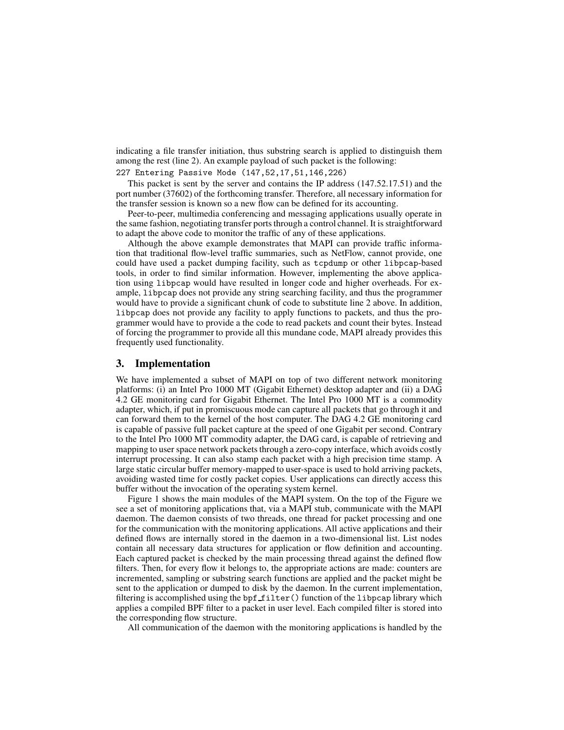indicating a file transfer initiation, thus substring search is applied to distinguish them among the rest (line 2). An example payload of such packet is the following:

```
227 Entering Passive Mode (147,52,17,51,146,226)
```

This packet is sent by the server and contains the IP address (147.52.17.51) and the port number (37602) of the forthcoming transfer. Therefore, all necessary information for the transfer session is known so a new flow can be defined for its accounting.

Peer-to-peer, multimedia conferencing and messaging applications usually operate in the same fashion, negotiating transfer ports through a control channel. It is straightforward to adapt the above code to monitor the traffic of any of these applications.

Although the above example demonstrates that MAPI can provide traffic information that traditional flow-level traffic summaries, such as NetFlow, cannot provide, one could have used a packet dumping facility, such as `tcpdump` or other `libpcap`-based tools, in order to find similar information. However, implementing the above application using `libpcap` would have resulted in longer code and higher overheads. For example, `libpcap` does not provide any string searching facility, and thus the programmer would have to provide a significant chunk of code to substitute line 2 above. In addition, `libpcap` does not provide any facility to apply functions to packets, and thus the programmer would have to provide a the code to read packets and count their bytes. Instead of forcing the programmer to provide all this mundane code, MAPI already provides this frequently used functionality.

## 3. Implementation

We have implemented a subset of MAPI on top of two different network monitoring platforms: (i) an Intel Pro 1000 MT (Gigabit Ethernet) desktop adapter and (ii) a DAG 4.2 GE monitoring card for Gigabit Ethernet. The Intel Pro 1000 MT is a commodity adapter, which, if put in promiscuous mode can capture all packets that go through it and can forward them to the kernel of the host computer. The DAG 4.2 GE monitoring card is capable of passive full packet capture at the speed of one Gigabit per second. Contrary to the Intel Pro 1000 MT commodity adapter, the DAG card, is capable of retrieving and mapping to user space network packets through a zero-copy interface, which avoids costly interrupt processing. It can also stamp each packet with a high precision time stamp. A large static circular buffer memory-mapped to user-space is used to hold arriving packets, avoiding wasted time for costly packet copies. User applications can directly access this buffer without the invocation of the operating system kernel.

Figure 1 shows the main modules of the MAPI system. On the top of the Figure we see a set of monitoring applications that, via a MAPI stub, communicate with the MAPI daemon. The daemon consists of two threads, one thread for packet processing and one for the communication with the monitoring applications. All active applications and their defined flows are internally stored in the daemon in a two-dimensional list. List nodes contain all necessary data structures for application or flow definition and accounting. Each captured packet is checked by the main processing thread against the defined flow filters. Then, for every flow it belongs to, the appropriate actions are made: counters are incremented, sampling or substring search functions are applied and the packet might be sent to the application or dumped to disk by the daemon. In the current implementation, filtering is accomplished using the `bpf_filter()` function of the `libpcap` library which applies a compiled BPF filter to a packet in user level. Each compiled filter is stored into the corresponding flow structure.

All communication of the daemon with the monitoring applications is handled by the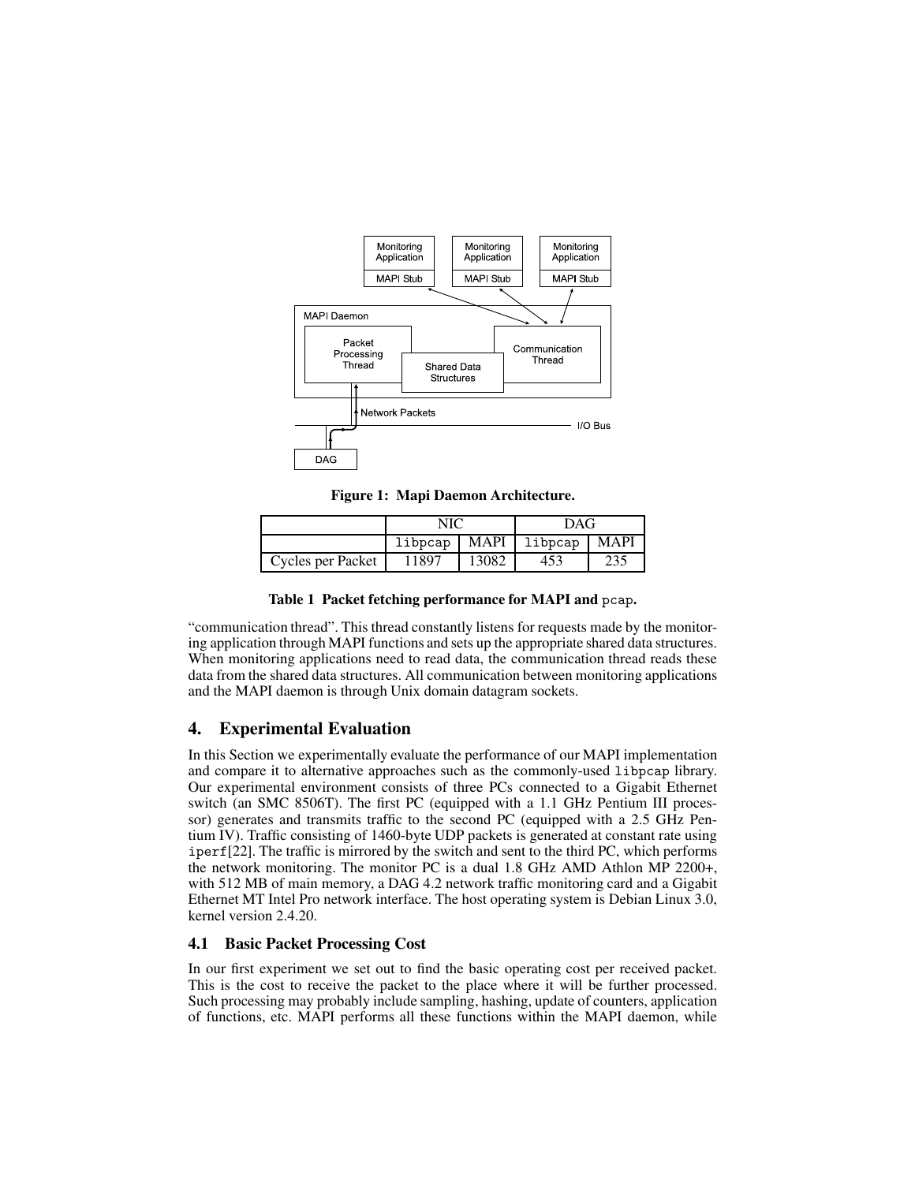**Figure 1: Mapi Daemon Architecture.**

| | NIC | | DAG | |
|---|---|---|---|---|
| | libpcap | MAPI | libpcap | MAPI |
| Cycles per Packet | 11897 | 13082 | 453 | 235 |

**Table 1 Packet fetching performance for MAPI and pcap.**

"communication thread". This thread constantly listens for requests made by the monitoring application through MAPI functions and sets up the appropriate shared data structures. When monitoring applications need to read data, the communication thread reads these data from the shared data structures. All communication between monitoring applications and the MAPI daemon is through Unix domain datagram sockets.

## 4. Experimental Evaluation

In this Section we experimentally evaluate the performance of our MAPI implementation and compare it to alternative approaches such as the commonly-used libpcap library. Our experimental environment consists of three PCs connected to a Gigabit Ethernet switch (an SMC 8506T). The first PC (equipped with a 1.1 GHz Pentium III processor) generates and transmits traffic to the second PC (equipped with a 2.5 GHz Pentium IV). Traffic consisting of 1460-byte UDP packets is generated at constant rate using iperf[22]. The traffic is mirrored by the switch and sent to the third PC, which performs the network monitoring. The monitor PC is a dual 1.8 GHz AMD Athlon MP 2200+, with 512 MB of main memory, a DAG 4.2 network traffic monitoring card and a Gigabit Ethernet MT Intel Pro network interface. The host operating system is Debian Linux 3.0, kernel version 2.4.20.

### 4.1 Basic Packet Processing Cost

In our first experiment we set out to find the basic operating cost per received packet. This is the cost to receive the packet to the place where it will be further processed. Such processing may probably include sampling, hashing, update of counters, application of functions, etc. MAPI performs all these functions within the MAPI daemon, while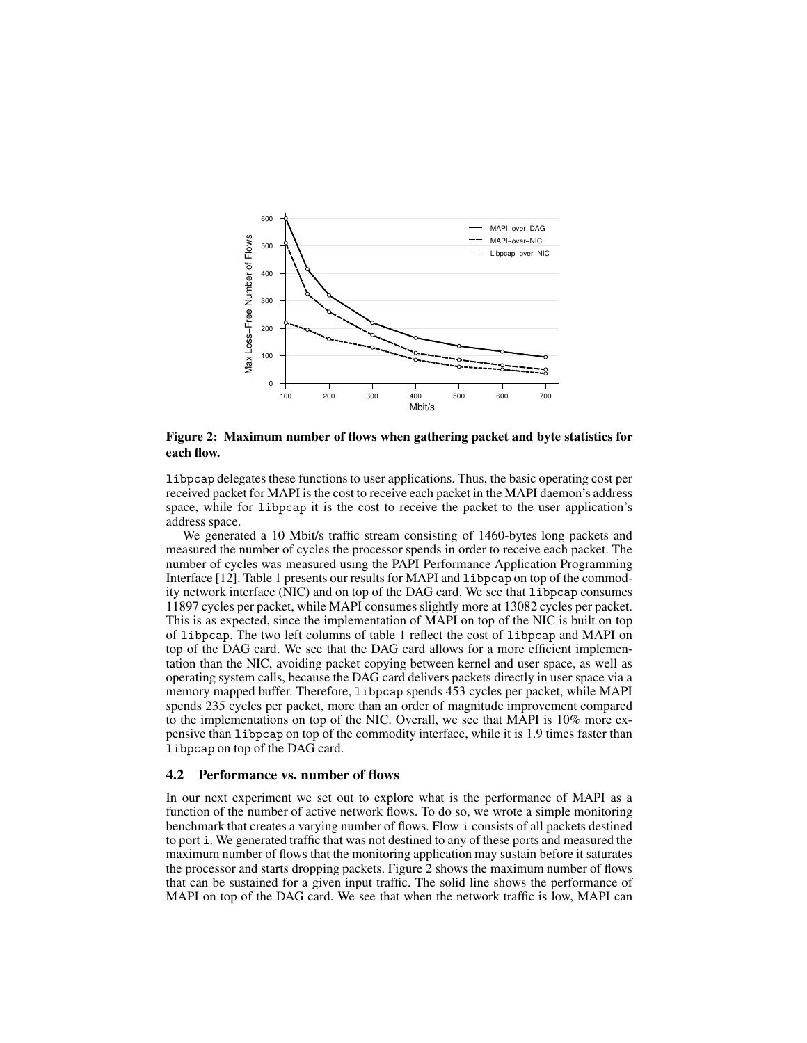**Figure 2: Maximum number of flows when gathering packet and byte statistics for each flow.**

libpcap delegates these functions to user applications. Thus, the basic operating cost per received packet for MAPI is the cost to receive each packet in the MAPI daemon's address space, while for libpcap it is the cost to receive the packet to the user application's address space.

We generated a 10 Mbit/s traffic stream consisting of 1460-bytes long packets and measured the number of cycles the processor spends in order to receive each packet. The number of cycles was measured using the PAPI Performance Application Programming Interface [12]. Table 1 presents our results for MAPI and libpcap on top of the commodity network interface (NIC) and on top of the DAG card. We see that libpcap consumes 11897 cycles per packet, while MAPI consumes slightly more at 13082 cycles per packet. This is as expected, since the implementation of MAPI on top of the NIC is built on top of libpcap. The two left columns of table 1 reflect the cost of libpcap and MAPI on top of the DAG card. We see that the DAG card allows for a more efficient implementation than the NIC, avoiding packet copying between kernel and user space, as well as operating system calls, because the DAG card delivers packets directly in user space via a memory mapped buffer. Therefore, libpcap spends 453 cycles per packet, while MAPI spends 235 cycles per packet, more than an order of magnitude improvement compared to the implementations on top of the NIC. Overall, we see that MAPI is 10% more expensive than libpcap on top of the commodity interface, while it is 1.9 times faster than libpcap on top of the DAG card.

### 4.2 Performance vs. number of flows

In our next experiment we set out to explore what is the performance of MAPI as a function of the number of active network flows. To do so, we wrote a simple monitoring benchmark that creates a varying number of flows. Flow i consists of all packets destined to port i. We generated traffic that was not destined to any of these ports and measured the maximum number of flows that the monitoring application may sustain before it saturates the processor and starts dropping packets. Figure 2 shows the maximum number of flows that can be sustained for a given input traffic. The solid line shows the performance of MAPI on top of the DAG card. We see that when the network traffic is low, MAPI can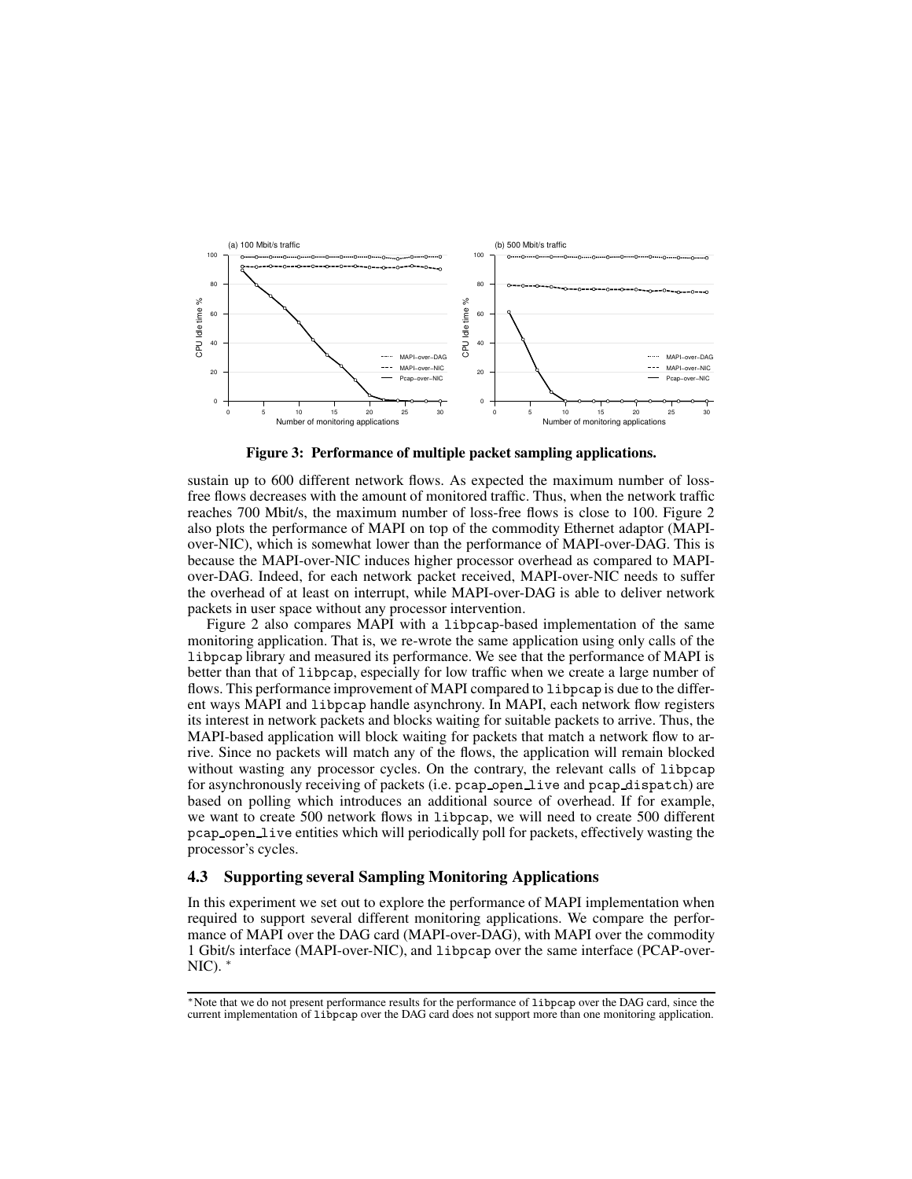Figure 3: Performance of multiple packet sampling applications.

sustain up to 600 different network flows. As expected the maximum number of loss-free flows decreases with the amount of monitored traffic. Thus, when the network traffic reaches 700 Mbit/s, the maximum number of loss-free flows is close to 100. Figure 2 also plots the performance of MAPI on top of the commodity Ethernet adaptor (MAPI-over-NIC), which is somewhat lower than the performance of MAPI-over-DAG. This is because the MAPI-over-NIC induces higher processor overhead as compared to MAPI-over-DAG. Indeed, for each network packet received, MAPI-over-NIC needs to suffer the overhead of at least on interrupt, while MAPI-over-DAG is able to deliver network packets in user space without any processor intervention.

Figure 2 also compares MAPI with a `libpcap`-based implementation of the same monitoring application. That is, we re-wrote the same application using only calls of the `libpcap` library and measured its performance. We see that the performance of MAPI is better than that of `libpcap`, especially for low traffic when we create a large number of flows. This performance improvement of MAPI compared to `libpcap` is due to the different ways MAPI and `libpcap` handle asynchrony. In MAPI, each network flow registers its interest in network packets and blocks waiting for suitable packets to arrive. Thus, the MAPI-based application will block waiting for packets that match a network flow to arrive. Since no packets will match any of the flows, the application will remain blocked without wasting any processor cycles. On the contrary, the relevant calls of `libpcap` for asynchronously receiving of packets (i.e. `pcap_open_live` and `pcap_dispatch`) are based on polling which introduces an additional source of overhead. If for example, we want to create 500 network flows in `libpcap`, we will need to create 500 different `pcap_open_live` entities which will periodically poll for packets, effectively wasting the processor's cycles.

### 4.3 Supporting several Sampling Monitoring Applications

In this experiment we set out to explore the performance of MAPI implementation when required to support several different monitoring applications. We compare the performance of MAPI over the DAG card (MAPI-over-DAG), with MAPI over the commodity 1 Gbit/s interface (MAPI-over-NIC), and `libpcap` over the same interface (PCAP-over-NIC). *

---

* Note that we do not present performance results for the performance of `libpcap` over the DAG card, since the current implementation of `libpcap` over the DAG card does not support more than one monitoring application.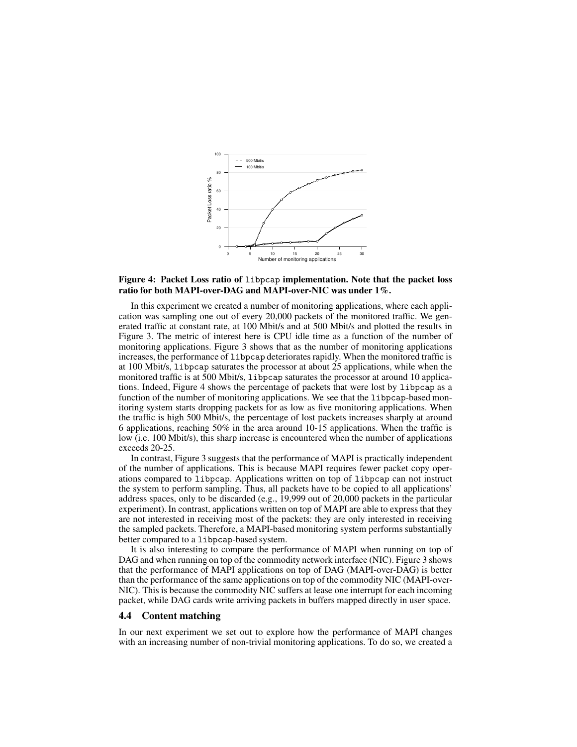**Figure 4: Packet Loss ratio of libpcap implementation. Note that the packet loss ratio for both MAPI-over-DAG and MAPI-over-NIC was under 1%.**

In this experiment we created a number of monitoring applications, where each application was sampling one out of every 20,000 packets of the monitored traffic. We generated traffic at constant rate, at 100 Mbit/s and at 500 Mbit/s and plotted the results in Figure 3. The metric of interest here is CPU idle time as a function of the number of monitoring applications. Figure 3 shows that as the number of monitoring applications increases, the performance of libpcap deteriorates rapidly. When the monitored traffic is at 100 Mbit/s, libpcap saturates the processor at about 25 applications, while when the monitored traffic is at 500 Mbit/s, libpcap saturates the processor at around 10 applications. Indeed, Figure 4 shows the percentage of packets that were lost by libpcap as a function of the number of monitoring applications. We see that the libpcap-based monitoring system starts dropping packets for as low as five monitoring applications. When the traffic is high 500 Mbit/s, the percentage of lost packets increases sharply at around 6 applications, reaching 50% in the area around 10-15 applications. When the traffic is low (i.e. 100 Mbit/s), this sharp increase is encountered when the number of applications exceeds 20-25.

In contrast, Figure 3 suggests that the performance of MAPI is practically independent of the number of applications. This is because MAPI requires fewer packet copy operations compared to libpcap. Applications written on top of libpcap can not instruct the system to perform sampling. Thus, all packets have to be copied to all applications' address spaces, only to be discarded (e.g., 19,999 out of 20,000 packets in the particular experiment). In contrast, applications written on top of MAPI are able to express that they are not interested in receiving most of the packets: they are only interested in receiving the sampled packets. Therefore, a MAPI-based monitoring system performs substantially better compared to a libpcap-based system.

It is also interesting to compare the performance of MAPI when running on top of DAG and when running on top of the commodity network interface (NIC). Figure 3 shows that the performance of MAPI applications on top of DAG (MAPI-over-DAG) is better than the performance of the same applications on top of the commodity NIC (MAPI-over-NIC). This is because the commodity NIC suffers at lease one interrupt for each incoming packet, while DAG cards write arriving packets in buffers mapped directly in user space.

### 4.4 Content matching

In our next experiment we set out to explore how the performance of MAPI changes with an increasing number of non-trivial monitoring applications. To do so, we created a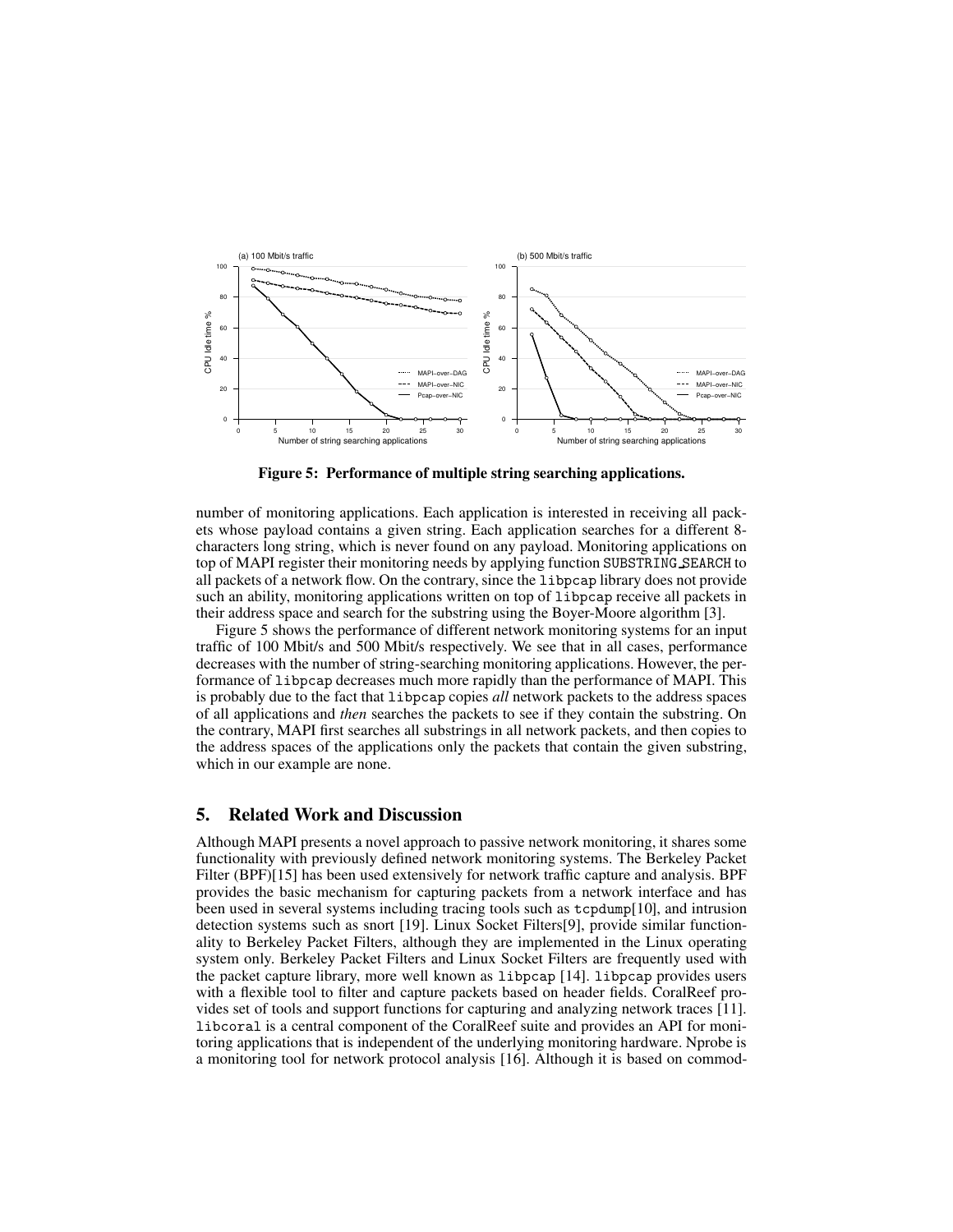Figure 5: **Performance of multiple string searching applications.**

number of monitoring applications. Each application is interested in receiving all packets whose payload contains a given string. Each application searches for a different 8-characters long string, which is never found on any payload. Monitoring applications on top of MAPI register their monitoring needs by applying function SUBSTRING_SEARCH to all packets of a network flow. On the contrary, since the libpcap library does not provide such an ability, monitoring applications written on top of libpcap receive all packets in their address space and search for the substring using the Boyer-Moore algorithm [3].

Figure 5 shows the performance of different network monitoring systems for an input traffic of 100 Mbit/s and 500 Mbit/s respectively. We see that in all cases, performance decreases with the number of string-searching monitoring applications. However, the performance of libpcap decreases much more rapidly than the performance of MAPI. This is probably due to the fact that libpcap copies *all* network packets to the address spaces of all applications and *then* searches the packets to see if they contain the substring. On the contrary, MAPI first searches all substrings in all network packets, and then copies to the address spaces of the applications only the packets that contain the given substring, which in our example are none.

## 5. Related Work and Discussion

Although MAPI presents a novel approach to passive network monitoring, it shares some functionality with previously defined network monitoring systems. The Berkeley Packet Filter (BPF)[15] has been used extensively for network traffic capture and analysis. BPF provides the basic mechanism for capturing packets from a network interface and has been used in several systems including tracing tools such as tcpdump[10], and intrusion detection systems such as snort [19]. Linux Socket Filters[9], provide similar functionality to Berkeley Packet Filters, although they are implemented in the Linux operating system only. Berkeley Packet Filters and Linux Socket Filters are frequently used with the packet capture library, more well known as libpcap [14]. libpcap provides users with a flexible tool to filter and capture packets based on header fields. CoralReef provides set of tools and support functions for capturing and analyzing network traces [11]. libcoral is a central component of the CoralReef suite and provides an API for monitoring applications that is independent of the underlying monitoring hardware. Nprobe is a monitoring tool for network protocol analysis [16]. Although it is based on commod-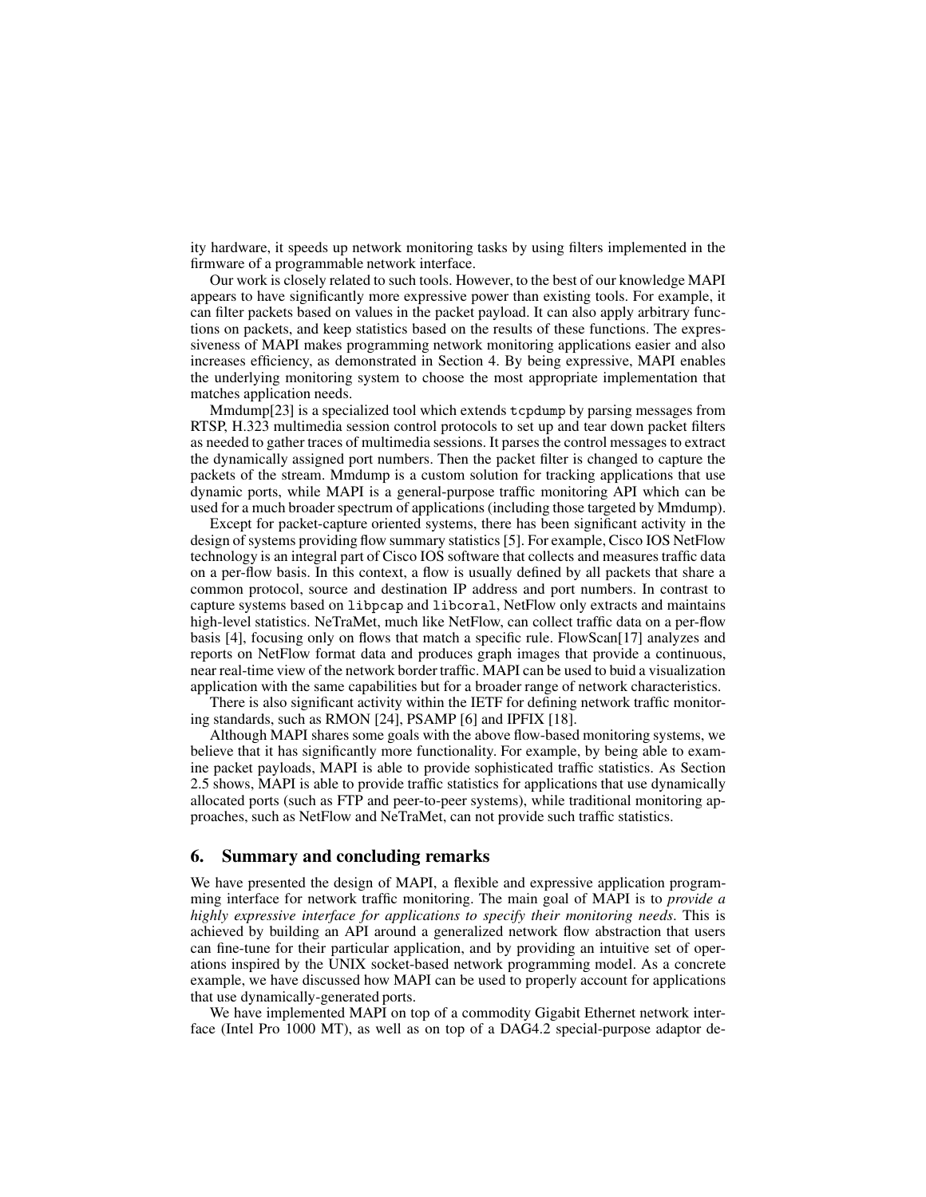ity hardware, it speeds up network monitoring tasks by using filters implemented in the firmware of a programmable network interface.

Our work is closely related to such tools. However, to the best of our knowledge MAPI appears to have significantly more expressive power than existing tools. For example, it can filter packets based on values in the packet payload. It can also apply arbitrary functions on packets, and keep statistics based on the results of these functions. The expressiveness of MAPI makes programming network monitoring applications easier and also increases efficiency, as demonstrated in Section 4. By being expressive, MAPI enables the underlying monitoring system to choose the most appropriate implementation that matches application needs.

Mmdump[23] is a specialized tool which extends `tcpdump` by parsing messages from RTSP, H.323 multimedia session control protocols to set up and tear down packet filters as needed to gather traces of multimedia sessions. It parses the control messages to extract the dynamically assigned port numbers. Then the packet filter is changed to capture the packets of the stream. Mmdump is a custom solution for tracking applications that use dynamic ports, while MAPI is a general-purpose traffic monitoring API which can be used for a much broader spectrum of applications (including those targeted by Mmdump).

Except for packet-capture oriented systems, there has been significant activity in the design of systems providing flow summary statistics [5]. For example, Cisco IOS NetFlow technology is an integral part of Cisco IOS software that collects and measures traffic data on a per-flow basis. In this context, a flow is usually defined by all packets that share a common protocol, source and destination IP address and port numbers. In contrast to capture systems based on `libpcap` and `libcoral`, NetFlow only extracts and maintains high-level statistics. NeTraMet, much like NetFlow, can collect traffic data on a per-flow basis [4], focusing only on flows that match a specific rule. FlowScan[17] analyzes and reports on NetFlow format data and produces graph images that provide a continuous, near real-time view of the network border traffic. MAPI can be used to buid a visualization application with the same capabilities but for a broader range of network characteristics.

There is also significant activity within the IETF for defining network traffic monitoring standards, such as RMON [24], PSAMP [6] and IPFIX [18].

Although MAPI shares some goals with the above flow-based monitoring systems, we believe that it has significantly more functionality. For example, by being able to examine packet payloads, MAPI is able to provide sophisticated traffic statistics. As Section 2.5 shows, MAPI is able to provide traffic statistics for applications that use dynamically allocated ports (such as FTP and peer-to-peer systems), while traditional monitoring approaches, such as NetFlow and NeTraMet, can not provide such traffic statistics.

## 6. Summary and concluding remarks

We have presented the design of MAPI, a flexible and expressive application programming interface for network traffic monitoring. The main goal of MAPI is to *provide a highly expressive interface for applications to specify their monitoring needs*. This is achieved by building an API around a generalized network flow abstraction that users can fine-tune for their particular application, and by providing an intuitive set of operations inspired by the UNIX socket-based network programming model. As a concrete example, we have discussed how MAPI can be used to properly account for applications that use dynamically-generated ports.

We have implemented MAPI on top of a commodity Gigabit Ethernet network interface (Intel Pro 1000 MT), as well as on top of a DAG4.2 special-purpose adaptor de-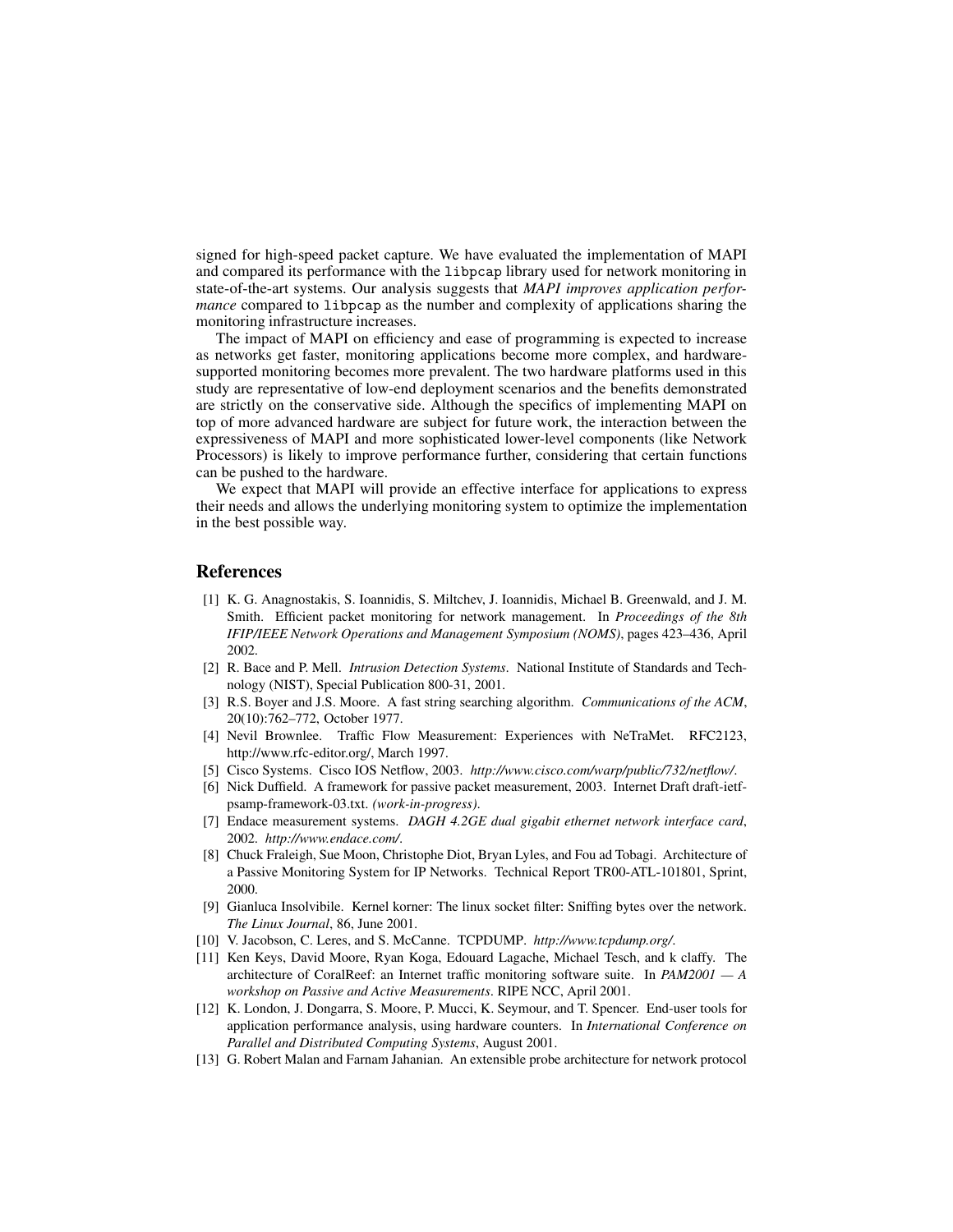signed for high-speed packet capture. We have evaluated the implementation of MAPI and compared its performance with the `libpcap` library used for network monitoring in state-of-the-art systems. Our analysis suggests that *MAPI improves application performance* compared to `libpcap` as the number and complexity of applications sharing the monitoring infrastructure increases.

The impact of MAPI on efficiency and ease of programming is expected to increase as networks get faster, monitoring applications become more complex, and hardware-supported monitoring becomes more prevalent. The two hardware platforms used in this study are representative of low-end deployment scenarios and the benefits demonstrated are strictly on the conservative side. Although the specifics of implementing MAPI on top of more advanced hardware are subject for future work, the interaction between the expressiveness of MAPI and more sophisticated lower-level components (like Network Processors) is likely to improve performance further, considering that certain functions can be pushed to the hardware.

We expect that MAPI will provide an effective interface for applications to express their needs and allows the underlying monitoring system to optimize the implementation in the best possible way.

## References

[1] K. G. Anagnostakis, S. Ioannidis, S. Miltchev, J. Ioannidis, Michael B. Greenwald, and J. M. Smith. Efficient packet monitoring for network management. In *Proceedings of the 8th IFIP/IEEE Network Operations and Management Symposium (NOMS)*, pages 423–436, April 2002.

[2] R. Bace and P. Mell. *Intrusion Detection Systems*. National Institute of Standards and Technology (NIST), Special Publication 800-31, 2001.

[3] R.S. Boyer and J.S. Moore. A fast string searching algorithm. *Communications of the ACM*, 20(10):762–772, October 1977.

[4] Nevil Brownlee. Traffic Flow Measurement: Experiences with NeTraMet. RFC2123, http://www.rfc-editor.org/, March 1997.

[5] Cisco Systems. Cisco IOS Netflow, 2003. *http://www.cisco.com/warp/public/732/netflow/*.

[6] Nick Duffield. A framework for passive packet measurement, 2003. Internet Draft draft-ietf-psamp-framework-03.txt. *(work-in-progress)*.

[7] Endace measurement systems. *DAGH 4.2GE dual gigabit ethernet network interface card*, 2002. *http://www.endace.com/*.

[8] Chuck Fraleigh, Sue Moon, Christophe Diot, Bryan Lyles, and Fou ad Tobagi. Architecture of a Passive Monitoring System for IP Networks. Technical Report TR00-ATL-101801, Sprint, 2000.

[9] Gianluca Insolvibile. Kernel korner: The linux socket filter: Sniffing bytes over the network. *The Linux Journal*, 86, June 2001.

[10] V. Jacobson, C. Leres, and S. McCanne. TCPDUMP. *http://www.tcpdump.org/*.

[11] Ken Keys, David Moore, Ryan Koga, Edouard Lagache, Michael Tesch, and k claffy. The architecture of CoralReef: an Internet traffic monitoring software suite. In *PAM2001 — A workshop on Passive and Active Measurements*. RIPE NCC, April 2001.

[12] K. London, J. Dongarra, S. Moore, P. Mucci, K. Seymour, and T. Spencer. End-user tools for application performance analysis, using hardware counters. In *International Conference on Parallel and Distributed Computing Systems*, August 2001.

[13] G. Robert Malan and Farnam Jahanian. An extensible probe architecture for network protocol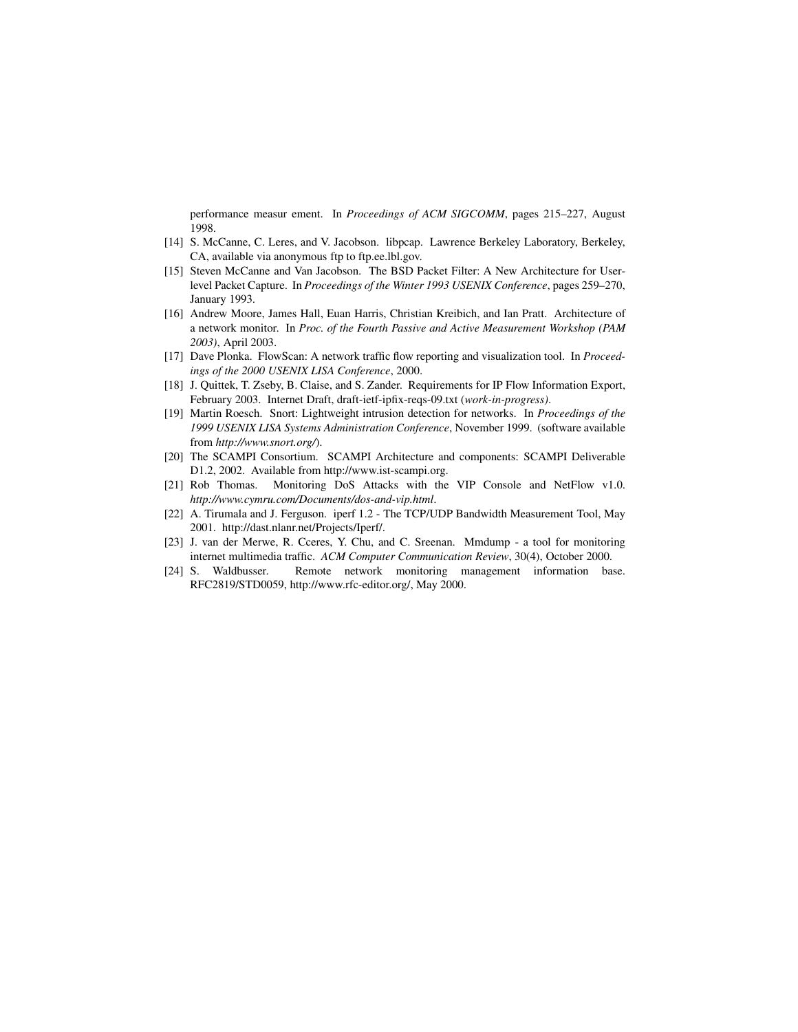performance measur ement. In *Proceedings of ACM SIGCOMM*, pages 215–227, August 1998.

[14] S. McCanne, C. Leres, and V. Jacobson. libpcap. Lawrence Berkeley Laboratory, Berkeley, CA, available via anonymous ftp to ftp.ee.lbl.gov.

[15] Steven McCanne and Van Jacobson. The BSD Packet Filter: A New Architecture for User-level Packet Capture. In *Proceedings of the Winter 1993 USENIX Conference*, pages 259–270, January 1993.

[16] Andrew Moore, James Hall, Euan Harris, Christian Kreibich, and Ian Pratt. Architecture of a network monitor. In *Proc. of the Fourth Passive and Active Measurement Workshop (PAM 2003)*, April 2003.

[17] Dave Plonka. FlowScan: A network traffic flow reporting and visualization tool. In *Proceedings of the 2000 USENIX LISA Conference*, 2000.

[18] J. Quittek, T. Zseby, B. Claise, and S. Zander. Requirements for IP Flow Information Export, February 2003. Internet Draft, draft-ietf-ipfix-reqs-09.txt (*work-in-progress)*.

[19] Martin Roesch. Snort: Lightweight intrusion detection for networks. In *Proceedings of the 1999 USENIX LISA Systems Administration Conference*, November 1999. (software available from *http://www.snort.org/*).

[20] The SCAMPI Consortium. SCAMPI Architecture and components: SCAMPI Deliverable D1.2, 2002. Available from http://www.ist-scampi.org.

[21] Rob Thomas. Monitoring DoS Attacks with the VIP Console and NetFlow v1.0. *http://www.cymru.com/Documents/dos-and-vip.html*.

[22] A. Tirumala and J. Ferguson. iperf 1.2 - The TCP/UDP Bandwidth Measurement Tool, May 2001. http://dast.nlanr.net/Projects/Iperf/.

[23] J. van der Merwe, R. Cceres, Y. Chu, and C. Sreenan. Mmdump - a tool for monitoring internet multimedia traffic. *ACM Computer Communication Review*, 30(4), October 2000.

[24] S. Waldbusser. Remote network monitoring management information base. RFC2819/STD0059, http://www.rfc-editor.org/, May 2000.